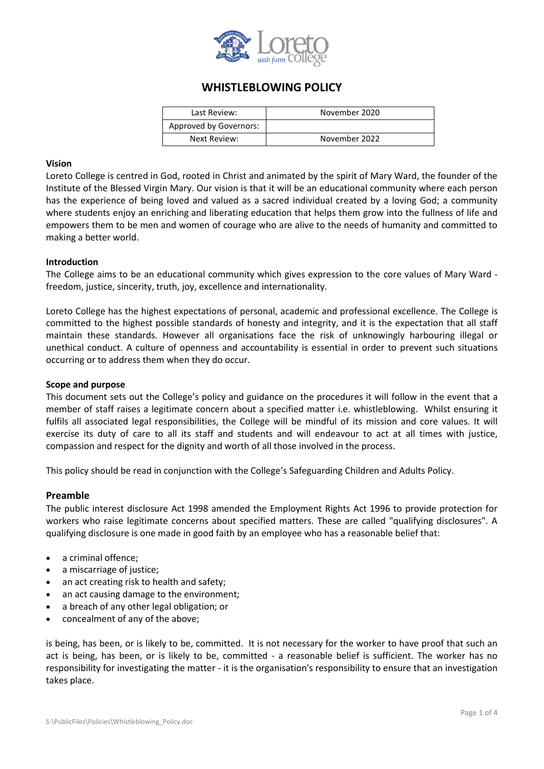# WHISTLEBLOWING POLICY

| Last Review: | November 2020 |
|---|---|
| Approved by Governors: | |
| Next Review: | November 2022 |

**Vision**
Loreto College is centred in God, rooted in Christ and animated by the spirit of Mary Ward, the founder of the Institute of the Blessed Virgin Mary. Our vision is that it will be an educational community where each person has the experience of being loved and valued as a sacred individual created by a loving God; a community where students enjoy an enriching and liberating education that helps them grow into the fullness of life and empowers them to be men and women of courage who are alive to the needs of humanity and committed to making a better world.

**Introduction**
The College aims to be an educational community which gives expression to the core values of Mary Ward - freedom, justice, sincerity, truth, joy, excellence and internationality.

Loreto College has the highest expectations of personal, academic and professional excellence. The College is committed to the highest possible standards of honesty and integrity, and it is the expectation that all staff maintain these standards. However all organisations face the risk of unknowingly harbouring illegal or unethical conduct. A culture of openness and accountability is essential in order to prevent such situations occurring or to address them when they do occur.

**Scope and purpose**
This document sets out the College's policy and guidance on the procedures it will follow in the event that a member of staff raises a legitimate concern about a specified matter i.e. whistleblowing. Whilst ensuring it fulfils all associated legal responsibilities, the College will be mindful of its mission and core values. It will exercise its duty of care to all its staff and students and will endeavour to act at all times with justice, compassion and respect for the dignity and worth of all those involved in the process.

This policy should be read in conjunction with the College's Safeguarding Children and Adults Policy.

## Preamble

The public interest disclosure Act 1998 amended the Employment Rights Act 1996 to provide protection for workers who raise legitimate concerns about specified matters. These are called "qualifying disclosures". A qualifying disclosure is one made in good faith by an employee who has a reasonable belief that:

- a criminal offence;
- a miscarriage of justice;
- an act creating risk to health and safety;
- an act causing damage to the environment;
- a breach of any other legal obligation; or
- concealment of any of the above;

is being, has been, or is likely to be, committed. It is not necessary for the worker to have proof that such an act is being, has been, or is likely to be, committed - a reasonable belief is sufficient. The worker has no responsibility for investigating the matter - it is the organisation's responsibility to ensure that an investigation takes place.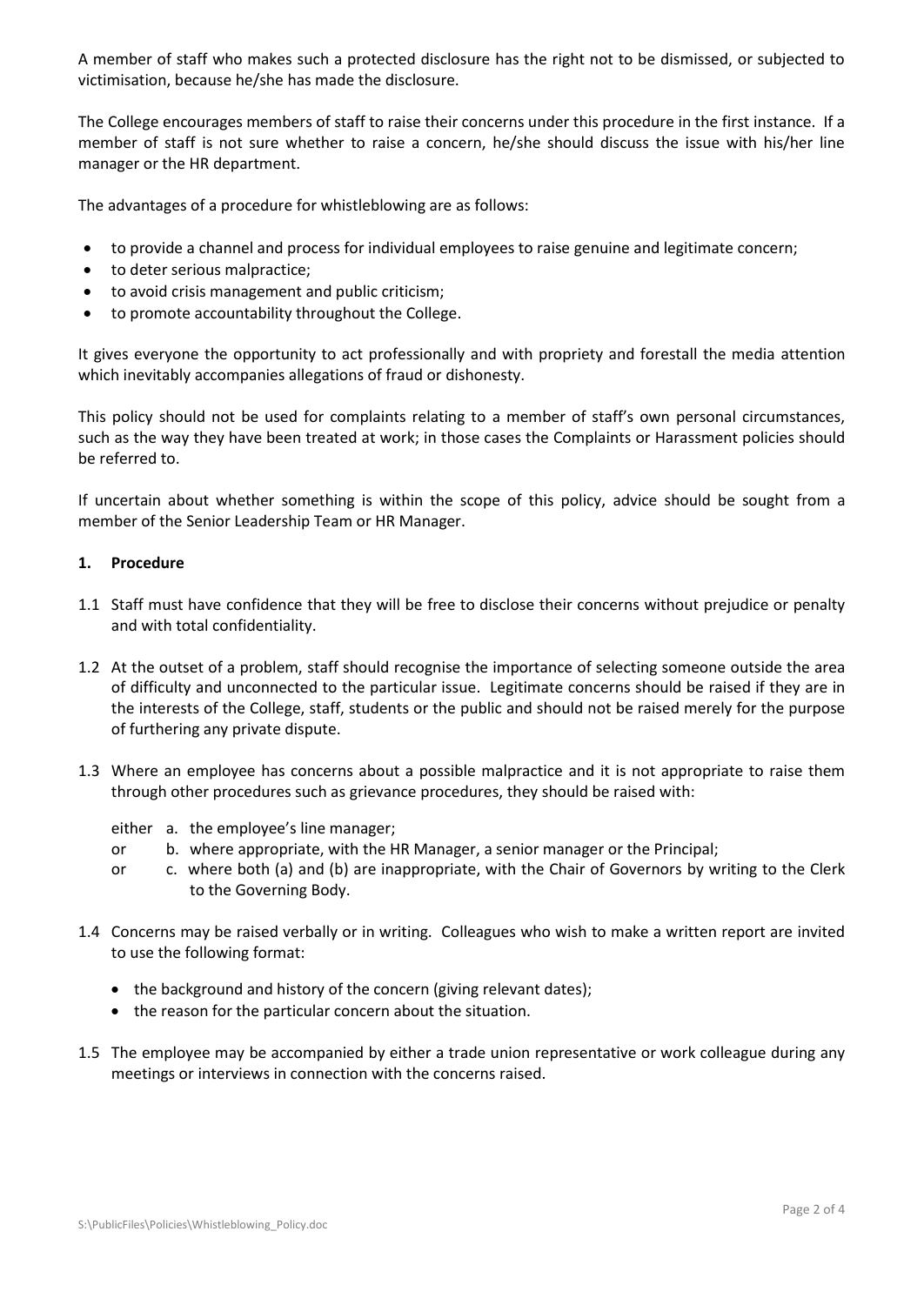A member of staff who makes such a protected disclosure has the right not to be dismissed, or subjected to victimisation, because he/she has made the disclosure.

The College encourages members of staff to raise their concerns under this procedure in the first instance. If a member of staff is not sure whether to raise a concern, he/she should discuss the issue with his/her line manager or the HR department.

The advantages of a procedure for whistleblowing are as follows:

- to provide a channel and process for individual employees to raise genuine and legitimate concern;
- to deter serious malpractice;
- to avoid crisis management and public criticism;
- to promote accountability throughout the College.

It gives everyone the opportunity to act professionally and with propriety and forestall the media attention which inevitably accompanies allegations of fraud or dishonesty.

This policy should not be used for complaints relating to a member of staff's own personal circumstances, such as the way they have been treated at work; in those cases the Complaints or Harassment policies should be referred to.

If uncertain about whether something is within the scope of this policy, advice should be sought from a member of the Senior Leadership Team or HR Manager.

## 1. Procedure

1.1 Staff must have confidence that they will be free to disclose their concerns without prejudice or penalty and with total confidentiality.

1.2 At the outset of a problem, staff should recognise the importance of selecting someone outside the area of difficulty and unconnected to the particular issue. Legitimate concerns should be raised if they are in the interests of the College, staff, students or the public and should not be raised merely for the purpose of furthering any private dispute.

1.3 Where an employee has concerns about a possible malpractice and it is not appropriate to raise them through other procedures such as grievance procedures, they should be raised with:

either a. the employee's line manager;
or b. where appropriate, with the HR Manager, a senior manager or the Principal;
or c. where both (a) and (b) are inappropriate, with the Chair of Governors by writing to the Clerk to the Governing Body.

1.4 Concerns may be raised verbally or in writing. Colleagues who wish to make a written report are invited to use the following format:

- the background and history of the concern (giving relevant dates);
- the reason for the particular concern about the situation.

1.5 The employee may be accompanied by either a trade union representative or work colleague during any meetings or interviews in connection with the concerns raised.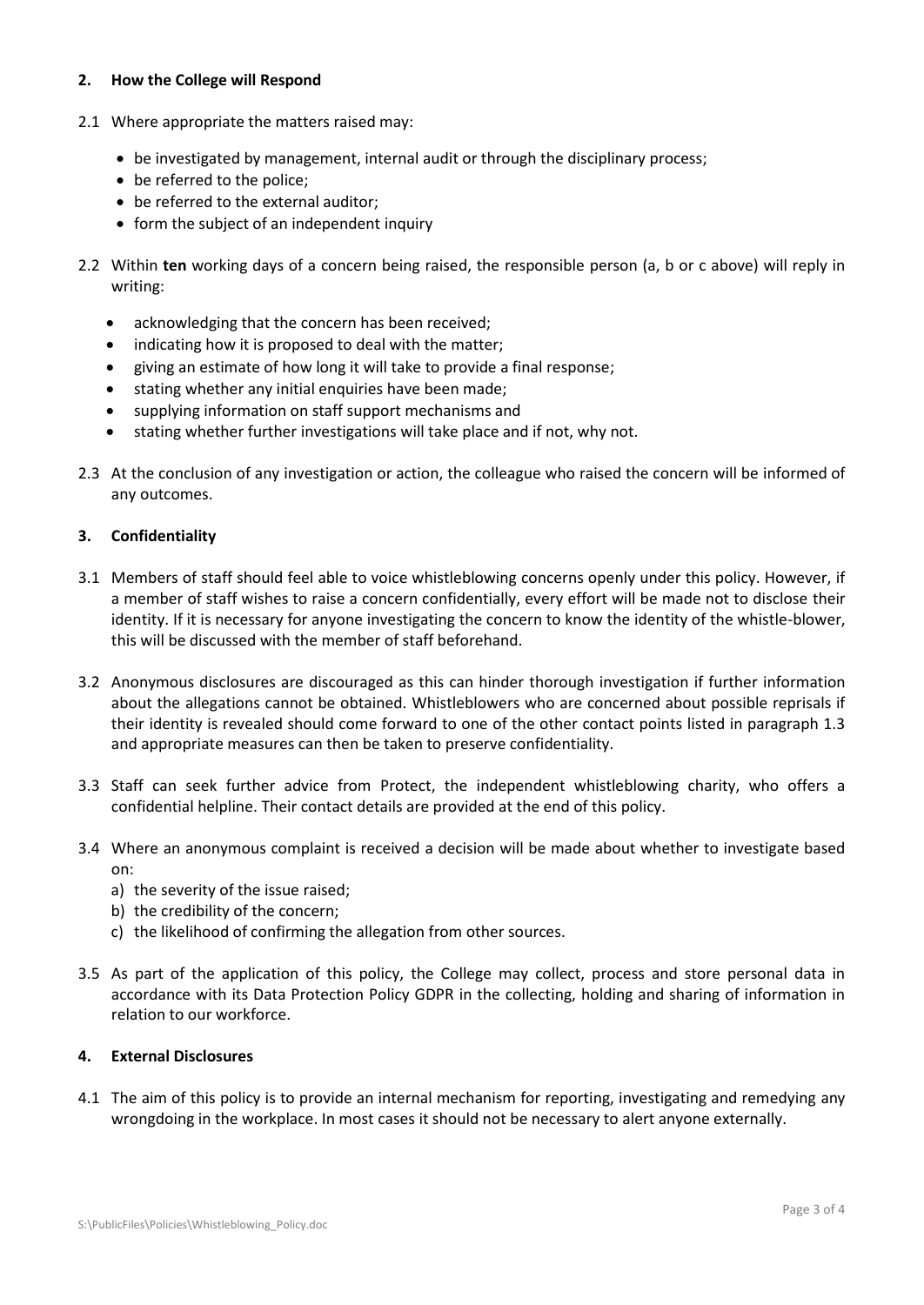## 2. How the College will Respond

2.1 Where appropriate the matters raised may:

- be investigated by management, internal audit or through the disciplinary process;
- be referred to the police;
- be referred to the external auditor;
- form the subject of an independent inquiry

2.2 Within **ten** working days of a concern being raised, the responsible person (a, b or c above) will reply in writing:

- acknowledging that the concern has been received;
- indicating how it is proposed to deal with the matter;
- giving an estimate of how long it will take to provide a final response;
- stating whether any initial enquiries have been made;
- supplying information on staff support mechanisms and
- stating whether further investigations will take place and if not, why not.

2.3 At the conclusion of any investigation or action, the colleague who raised the concern will be informed of any outcomes.

## 3. Confidentiality

3.1 Members of staff should feel able to voice whistleblowing concerns openly under this policy. However, if a member of staff wishes to raise a concern confidentially, every effort will be made not to disclose their identity. If it is necessary for anyone investigating the concern to know the identity of the whistle-blower, this will be discussed with the member of staff beforehand.

3.2 Anonymous disclosures are discouraged as this can hinder thorough investigation if further information about the allegations cannot be obtained. Whistleblowers who are concerned about possible reprisals if their identity is revealed should come forward to one of the other contact points listed in paragraph 1.3 and appropriate measures can then be taken to preserve confidentiality.

3.3 Staff can seek further advice from Protect, the independent whistleblowing charity, who offers a confidential helpline. Their contact details are provided at the end of this policy.

3.4 Where an anonymous complaint is received a decision will be made about whether to investigate based on:

a) the severity of the issue raised;
b) the credibility of the concern;
c) the likelihood of confirming the allegation from other sources.

3.5 As part of the application of this policy, the College may collect, process and store personal data in accordance with its Data Protection Policy GDPR in the collecting, holding and sharing of information in relation to our workforce.

## 4. External Disclosures

4.1 The aim of this policy is to provide an internal mechanism for reporting, investigating and remedying any wrongdoing in the workplace. In most cases it should not be necessary to alert anyone externally.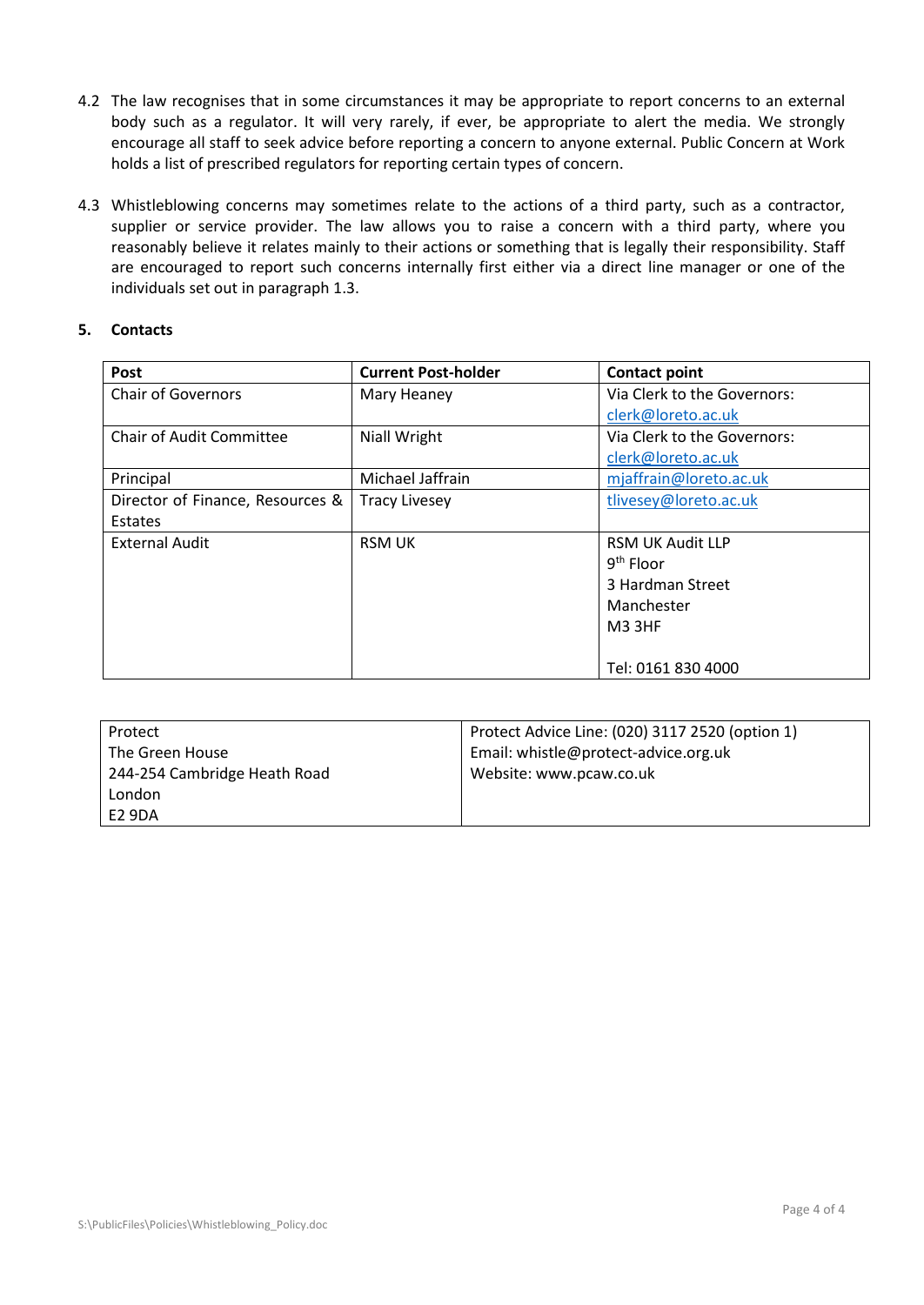4.2 The law recognises that in some circumstances it may be appropriate to report concerns to an external body such as a regulator. It will very rarely, if ever, be appropriate to alert the media. We strongly encourage all staff to seek advice before reporting a concern to anyone external. Public Concern at Work holds a list of prescribed regulators for reporting certain types of concern.

4.3 Whistleblowing concerns may sometimes relate to the actions of a third party, such as a contractor, supplier or service provider. The law allows you to raise a concern with a third party, where you reasonably believe it relates mainly to their actions or something that is legally their responsibility. Staff are encouraged to report such concerns internally first either via a direct line manager or one of the individuals set out in paragraph 1.3.

## 5. Contacts

| Post | Current Post-holder | Contact point |
|---|---|---|
| Chair of Governors | Mary Heaney | Via Clerk to the Governors: clerk@loreto.ac.uk |
| Chair of Audit Committee | Niall Wright | Via Clerk to the Governors: clerk@loreto.ac.uk |
| Principal | Michael Jaffrain | mjaffrain@loreto.ac.uk |
| Director of Finance, Resources & Estates | Tracy Livesey | tlivesey@loreto.ac.uk |
| External Audit | RSM UK | RSM UK Audit LLP<br>9th Floor<br>3 Hardman Street<br>Manchester<br>M3 3HF<br><br>Tel: 0161 830 4000 |

| | |
|---|---|
| Protect<br>The Green House<br>244-254 Cambridge Heath Road<br>London<br>E2 9DA | Protect Advice Line: (020) 3117 2520 (option 1)<br>Email: whistle@protect-advice.org.uk<br>Website: www.pcaw.co.uk |

S:\PublicFiles\Policies\Whistleblowing_Policy.doc